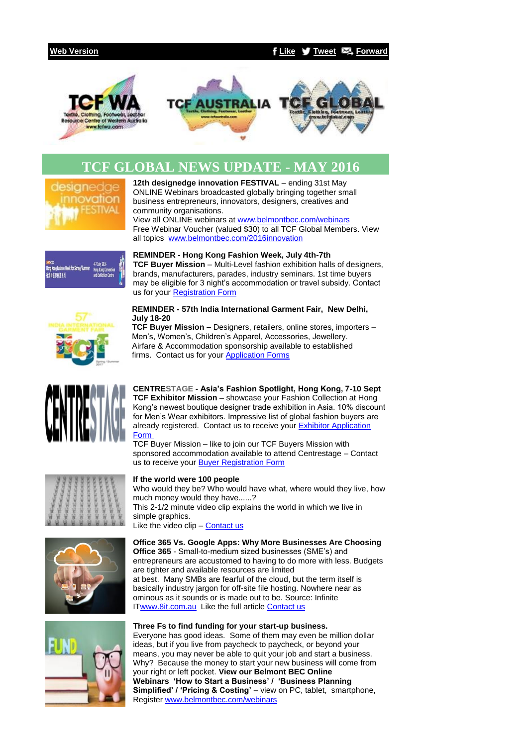Web Version | Like | Tweet | Forward

# TCF GLOBAL NEWS UPDATE - MAY 2016

**12th designedge innovation FESTIVAL** – ending 31st May
ONLINE Webinars broadcasted globally bringing together small business entrepreneurs, innovators, designers, creatives and community organisations.
View all ONLINE webinars at www.belmontbec.com/webinars
Free Webinar Voucher (valued $30) to all TCF Global Members. View all topics www.belmontbec.com/2016innovation

**REMINDER - Hong Kong Fashion Week, July 4th-7th**
**TCF Buyer Mission** – Multi-Level fashion exhibition halls of designers, brands, manufacturers, parades, industry seminars. 1st time buyers may be eligible for 3 night's accommodation or travel subsidy. Contact us for your Registration Form

**REMINDER - 57th India International Garment Fair, New Delhi, July 18-20**
**TCF Buyer Mission –** Designers, retailers, online stores, importers – Men's, Women's, Children's Apparel, Accessories, Jewellery. Airfare & Accommodation sponsorship available to established firms. Contact us for your Application Forms

**CENTRESTAGE - Asia's Fashion Spotlight, Hong Kong, 7-10 Sept**
**TCF Exhibitor Mission –** showcase your Fashion Collection at Hong Kong's newest boutique designer trade exhibition in Asia. 10% discount for Men's Wear exhibitors. Impressive list of global fashion buyers are already registered. Contact us to receive your Exhibitor Application Form
TCF Buyer Mission – like to join our TCF Buyers Mission with sponsored accommodation available to attend Centrestage – Contact us to receive your Buyer Registration Form

**If the world were 100 people**
Who would they be? Who would have what, where would they live, how much money would they have......?
This 2-1/2 minute video clip explains the world in which we live in simple graphics.
Like the video clip – Contact us

**Office 365 Vs. Google Apps: Why More Businesses Are Choosing Office 365** - Small-to-medium sized businesses (SME's) and entrepreneurs are accustomed to having to do more with less. Budgets are tighter and available resources are limited at best. Many SMBs are fearful of the cloud, but the term itself is basically industry jargon for off-site file hosting. Nowhere near as ominous as it sounds or is made out to be. Source: Infinite ITwww.8it.com.au Like the full article Contact us

**Three Fs to find funding for your start-up business.**
Everyone has good ideas. Some of them may even be million dollar ideas, but if you live from paycheck to paycheck, or beyond your means, you may never be able to quit your job and start a business. Why? Because the money to start your new business will come from your right or left pocket. **View our Belmont BEC Online Webinars 'How to Start a Business' / 'Business Planning Simplified' / 'Pricing & Costing'** – view on PC, tablet, smartphone, Register www.belmontbec.com/webinars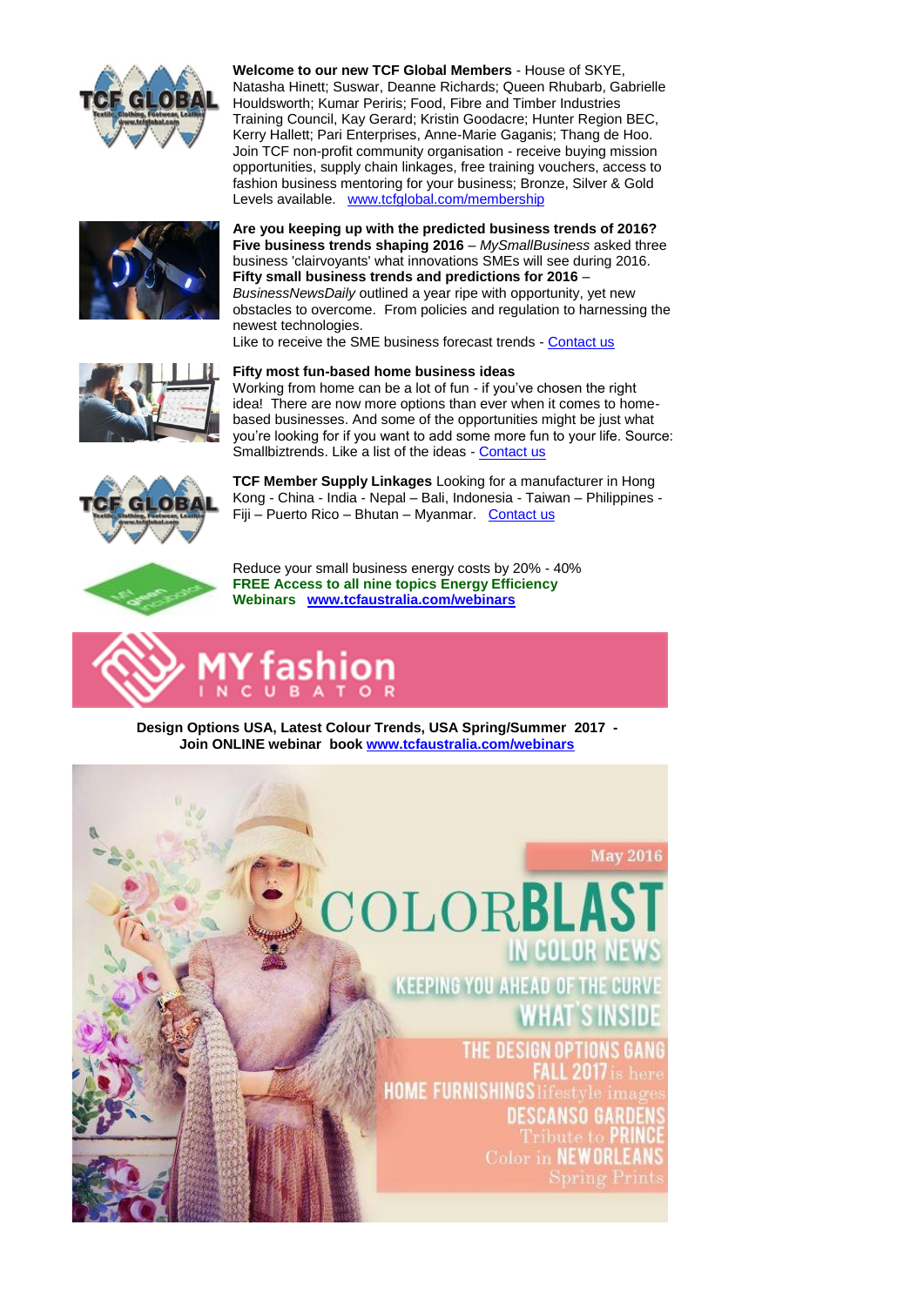**Welcome to our new TCF Global Members** - House of SKYE, Natasha Hinett; Suswar, Deanne Richards; Queen Rhubarb, Gabrielle Houldsworth; Kumar Periris; Food, Fibre and Timber Industries Training Council, Kay Gerard; Kristin Goodacre; Hunter Region BEC, Kerry Hallett; Pari Enterprises, Anne-Marie Gaganis; Thang de Hoo. Join TCF non-profit community organisation - receive buying mission opportunities, supply chain linkages, free training vouchers, access to fashion business mentoring for your business; Bronze, Silver & Gold Levels available. www.tcfglobal.com/membership

**Are you keeping up with the predicted business trends of 2016?**
**Five business trends shaping 2016** – *MySmallBusiness* asked three business 'clairvoyants' what innovations SMEs will see during 2016.
**Fifty small business trends and predictions for 2016** – *BusinessNewsDaily* outlined a year ripe with opportunity, yet new obstacles to overcome. From policies and regulation to harnessing the newest technologies.
Like to receive the SME business forecast trends - Contact us

**Fifty most fun-based home business ideas**
Working from home can be a lot of fun - if you've chosen the right idea! There are now more options than ever when it comes to home-based businesses. And some of the opportunities might be just what you're looking for if you want to add some more fun to your life. Source: Smallbiztrends. Like a list of the ideas - Contact us

**TCF Member Supply Linkages** Looking for a manufacturer in Hong Kong - China - India - Nepal – Bali, Indonesia - Taiwan – Philippines - Fiji – Puerto Rico – Bhutan – Myanmar. Contact us

Reduce your small business energy costs by 20% - 40%
**FREE Access to all nine topics Energy Efficiency Webinars www.tcfaustralia.com/webinars**

**Design Options USA, Latest Colour Trends, USA Spring/Summer 2017 - Join ONLINE webinar book www.tcfaustralia.com/webinars**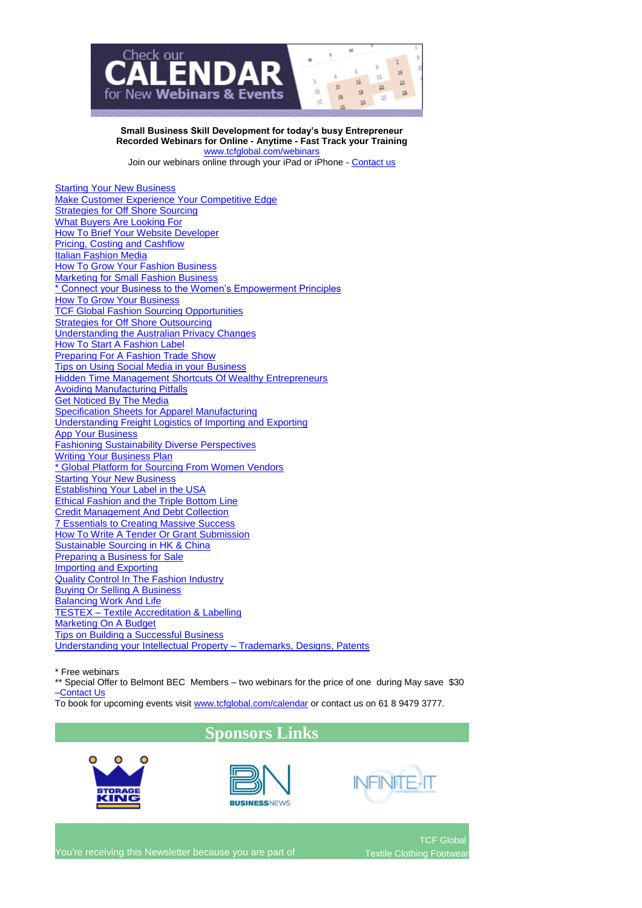Check our **CALENDAR** for New **Webinars & Events**

**Small Business Skill Development for today's busy Entrepreneur**
**Recorded Webinars for Online - Anytime - Fast Track your Training**
www.tcfglobal.com/webinars
Join our webinars online through your iPad or iPhone - Contact us

Starting Your New Business
Make Customer Experience Your Competitive Edge
Strategies for Off Shore Sourcing
What Buyers Are Looking For
How To Brief Your Website Developer
Pricing, Costing and Cashflow
Italian Fashion Media
How To Grow Your Fashion Business
Marketing for Small Fashion Business
* Connect your Business to the Women's Empowerment Principles
How To Grow Your Business
TCF Global Fashion Sourcing Opportunities
Strategies for Off Shore Outsourcing
Understanding the Australian Privacy Changes
How To Start A Fashion Label
Preparing For A Fashion Trade Show
Tips on Using Social Media in your Business
Hidden Time Management Shortcuts Of Wealthy Entrepreneurs
Avoiding Manufacturing Pitfalls
Get Noticed By The Media
Specification Sheets for Apparel Manufacturing
Understanding Freight Logistics of Importing and Exporting
App Your Business
Fashioning Sustainability Diverse Perspectives
Writing Your Business Plan
* Global Platform for Sourcing From Women Vendors
Starting Your New Business
Establishing Your Label in the USA
Ethical Fashion and the Triple Bottom Line
Credit Management And Debt Collection
7 Essentials to Creating Massive Success
How To Write A Tender Or Grant Submission
Sustainable Sourcing in HK & China
Preparing a Business for Sale
Importing and Exporting
Quality Control In The Fashion Industry
Buying Or Selling A Business
Balancing Work And Life
TESTEX – Textile Accreditation & Labelling
Marketing On A Budget
Tips on Building a Successful Business
Understanding your Intellectual Property – Trademarks, Designs, Patents

* Free webinars
** Special Offer to Belmont BEC Members – two webinars for the price of one during May save $30 –Contact Us
To book for upcoming events visit www.tcfglobal.com/calendar or contact us on 61 8 9479 3777.

## Sponsors Links

STORAGE KING | BUSINESSNEWS | INFINITE-IT

You're receiving this Newsletter because you are part of TCF Global Textile Clothing Footwear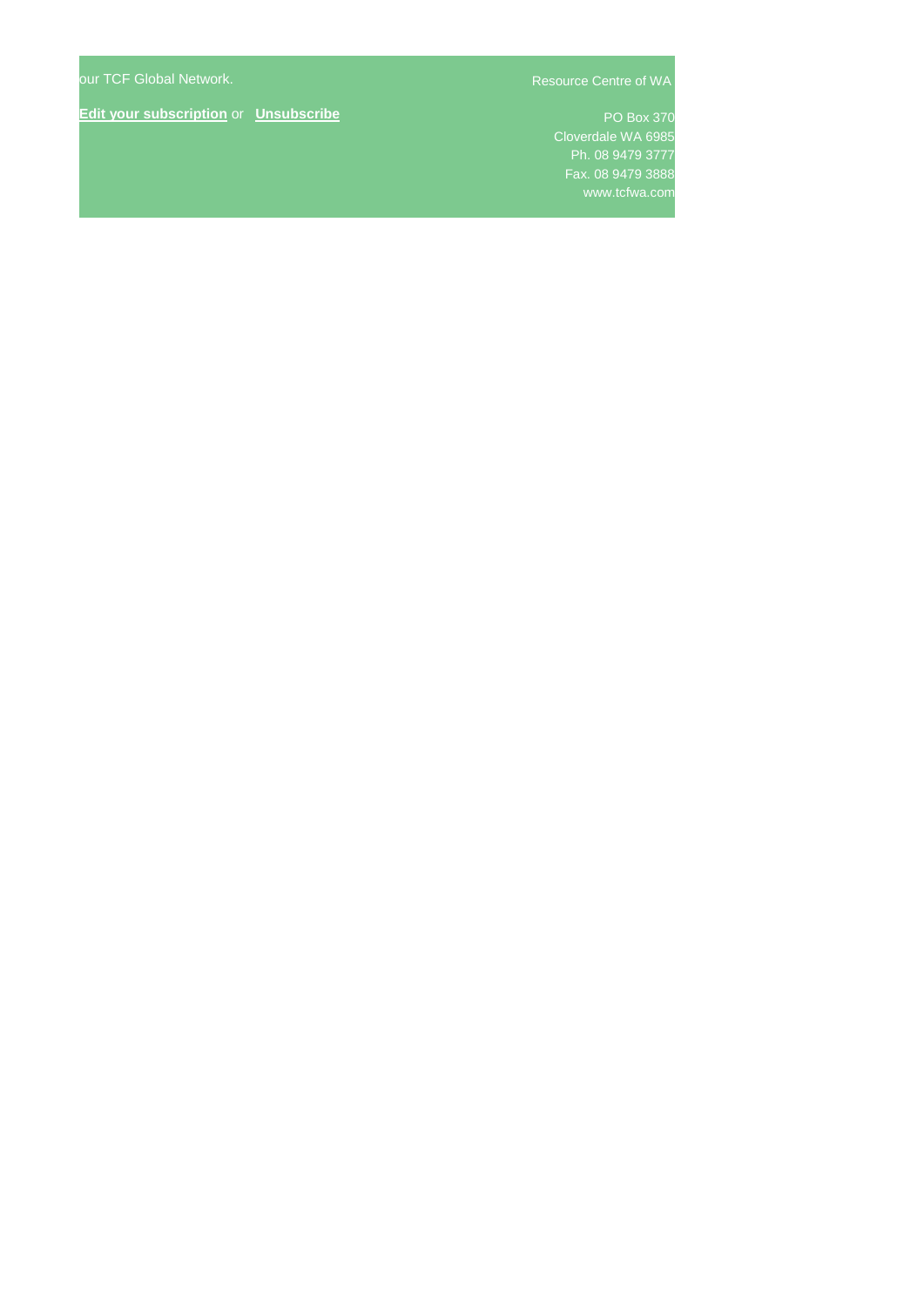our TCF Global Network.

**Edit your subscription** or **Unsubscribe**

Resource Centre of WA

PO Box 370
Cloverdale WA 6985
Ph. 08 9479 3777
Fax. 08 9479 3888
www.tcfwa.com